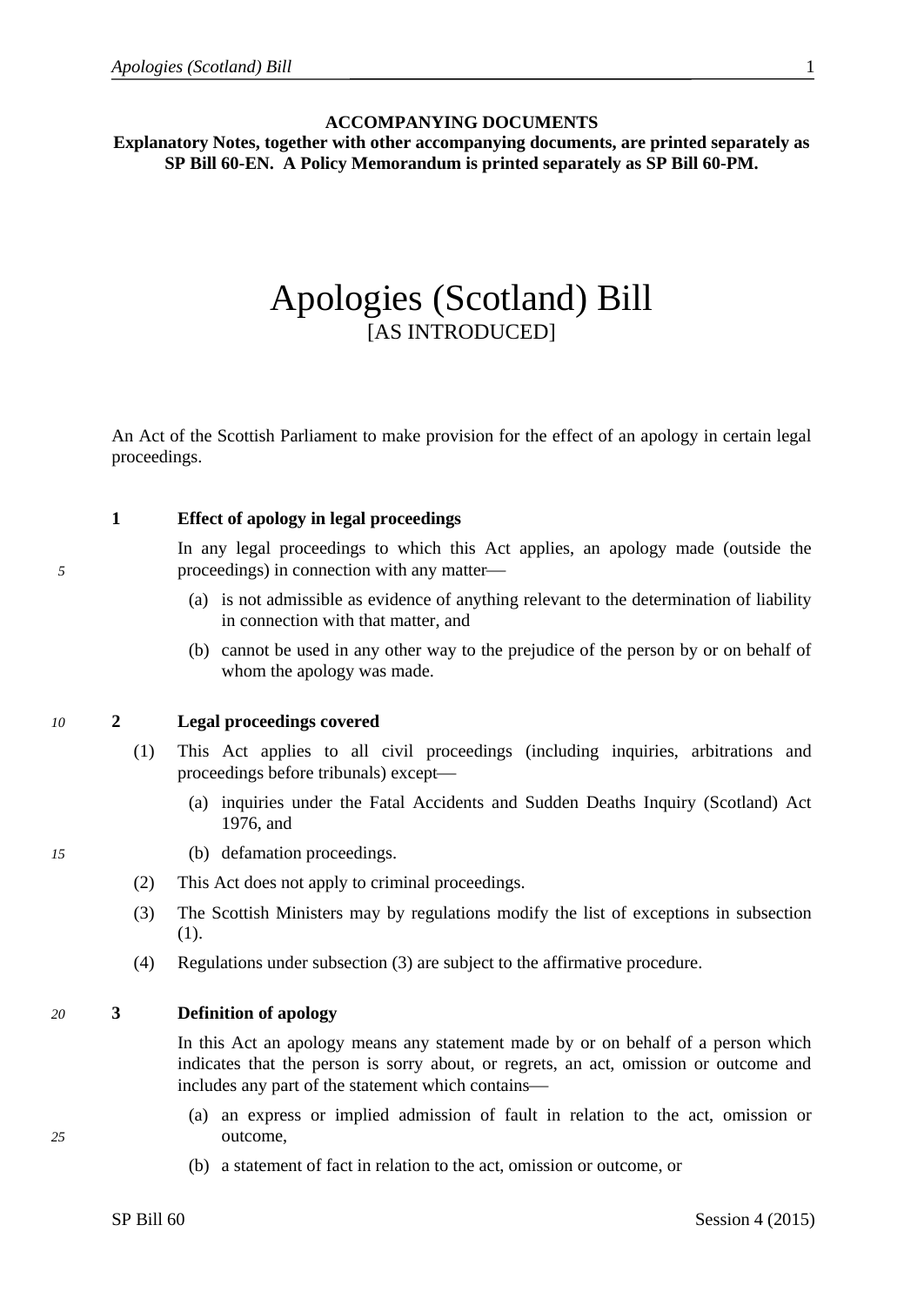**ACCOMPANYING DOCUMENTS**
**Explanatory Notes, together with other accompanying documents, are printed separately as SP Bill 60-EN. A Policy Memorandum is printed separately as SP Bill 60-PM.**

# Apologies (Scotland) Bill

[AS INTRODUCED]

An Act of the Scottish Parliament to make provision for the effect of an apology in certain legal proceedings.

### 1 Effect of apology in legal proceedings

In any legal proceedings to which this Act applies, an apology made (outside the proceedings) in connection with any matter—

(a) is not admissible as evidence of anything relevant to the determination of liability in connection with that matter, and

(b) cannot be used in any other way to the prejudice of the person by or on behalf of whom the apology was made.

### 2 Legal proceedings covered

(1) This Act applies to all civil proceedings (including inquiries, arbitrations and proceedings before tribunals) except—

(a) inquiries under the Fatal Accidents and Sudden Deaths Inquiry (Scotland) Act 1976, and

(b) defamation proceedings.

(2) This Act does not apply to criminal proceedings.

(3) The Scottish Ministers may by regulations modify the list of exceptions in subsection (1).

(4) Regulations under subsection (3) are subject to the affirmative procedure.

### 3 Definition of apology

In this Act an apology means any statement made by or on behalf of a person which indicates that the person is sorry about, or regrets, an act, omission or outcome and includes any part of the statement which contains—

(a) an express or implied admission of fault in relation to the act, omission or outcome,

(b) a statement of fact in relation to the act, omission or outcome, or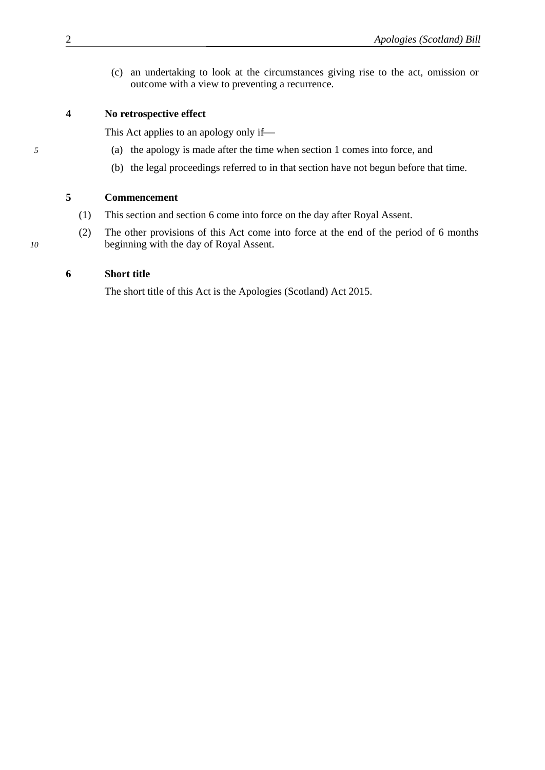(c) an undertaking to look at the circumstances giving rise to the act, omission or outcome with a view to preventing a recurrence.

**4 No retrospective effect**

This Act applies to an apology only if—

(a) the apology is made after the time when section 1 comes into force, and

(b) the legal proceedings referred to in that section have not begun before that time.

**5 Commencement**

(1) This section and section 6 come into force on the day after Royal Assent.

(2) The other provisions of this Act come into force at the end of the period of 6 months beginning with the day of Royal Assent.

**6 Short title**

The short title of this Act is the Apologies (Scotland) Act 2015.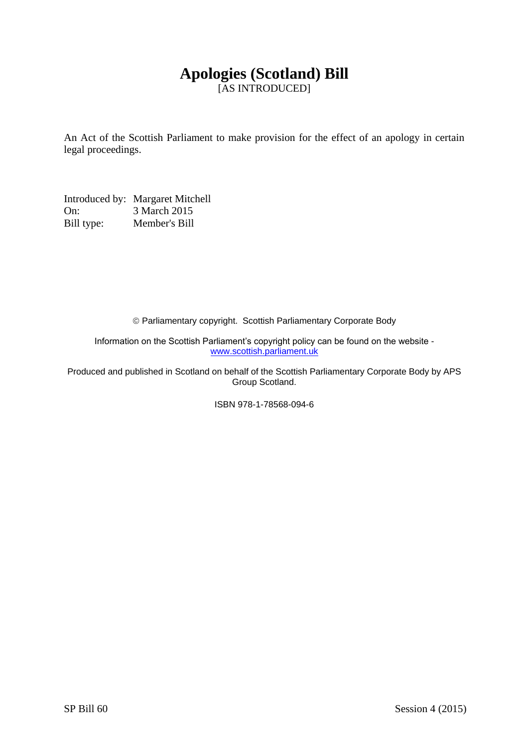# Apologies (Scotland) Bill

[AS INTRODUCED]

An Act of the Scottish Parliament to make provision for the effect of an apology in certain legal proceedings.

| | |
|---|---|
| Introduced by: | Margaret Mitchell |
| On: | 3 March 2015 |
| Bill type: | Member's Bill |

© Parliamentary copyright. Scottish Parliamentary Corporate Body

Information on the Scottish Parliament's copyright policy can be found on the website - www.scottish.parliament.uk

Produced and published in Scotland on behalf of the Scottish Parliamentary Corporate Body by APS Group Scotland.

ISBN 978-1-78568-094-6

SP Bill 60

Session 4 (2015)